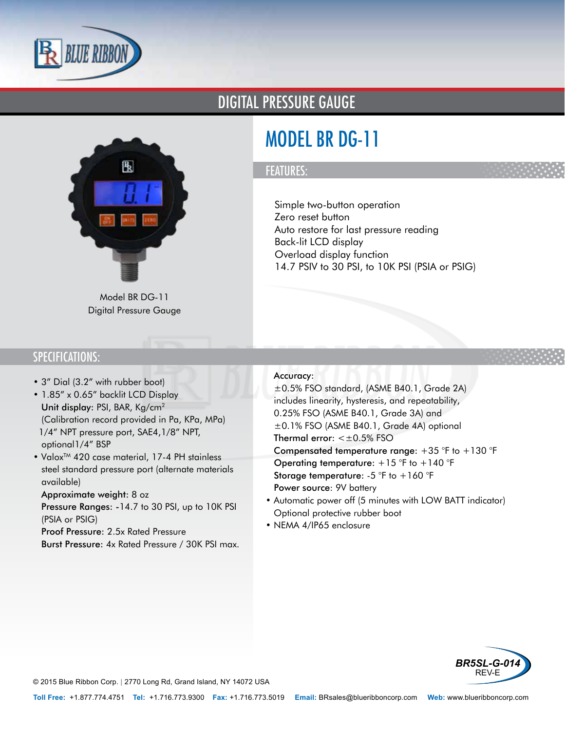# DIGITAL PRESSURE GAUGE

## MODEL BR DG-11

Model BR DG-11
Digital Pressure Gauge

### FEATURES:

Simple two-button operation
Zero reset button
Auto restore for last pressure reading
Back-lit LCD display
Overload display function
14.7 PSIV to 30 PSI, to 10K PSI (PSIA or PSIG)

### SPECIFICATIONS:

- 3" Dial (3.2" with rubber boot)
- 1.85" x 0.65" backlit LCD Display
  **Unit display**: PSI, BAR, Kg/cm$^2$
  (Calibration record provided in Pa, KPa, MPa)
  1/4" NPT pressure port, SAE4,1/8" NPT, optional1/4" BSP
- Valox™ 420 case material, 17-4 PH stainless steel standard pressure port (alternate materials available)
  **Approximate weight**: 8 oz
  **Pressure Ranges**: -14.7 to 30 PSI, up to 10K PSI (PSIA or PSIG)
  **Proof Pressure**: 2.5x Rated Pressure
  **Burst Pressure**: 4x Rated Pressure / 30K PSI max.

**Accuracy**:
±0.5% FSO standard, (ASME B40.1, Grade 2A) includes linearity, hysteresis, and repeatability, 0.25% FSO (ASME B40.1, Grade 3A) and ±0.1% FSO (ASME B40.1, Grade 4A) optional
**Thermal error**: <±0.5% FSO
**Compensated temperature range**: +35 °F to +130 °F
**Operating temperature**: +15 °F to +140 °F
**Storage temperature**: -5 °F to +160 °F
**Power source**: 9V battery

- Automatic power off (5 minutes with LOW BATT indicator)
  Optional protective rubber boot
- NEMA 4/IP65 enclosure

BR5SL-G-014
REV-E

© 2015 Blue Ribbon Corp. | 2770 Long Rd, Grand Island, NY 14072 USA

**Toll Free:** +1.877.774.4751 **Tel:** +1.716.773.9300 **Fax:** +1.716.773.5019 **Email:** BRsales@blueribboncorp.com **Web:** www.blueribboncorp.com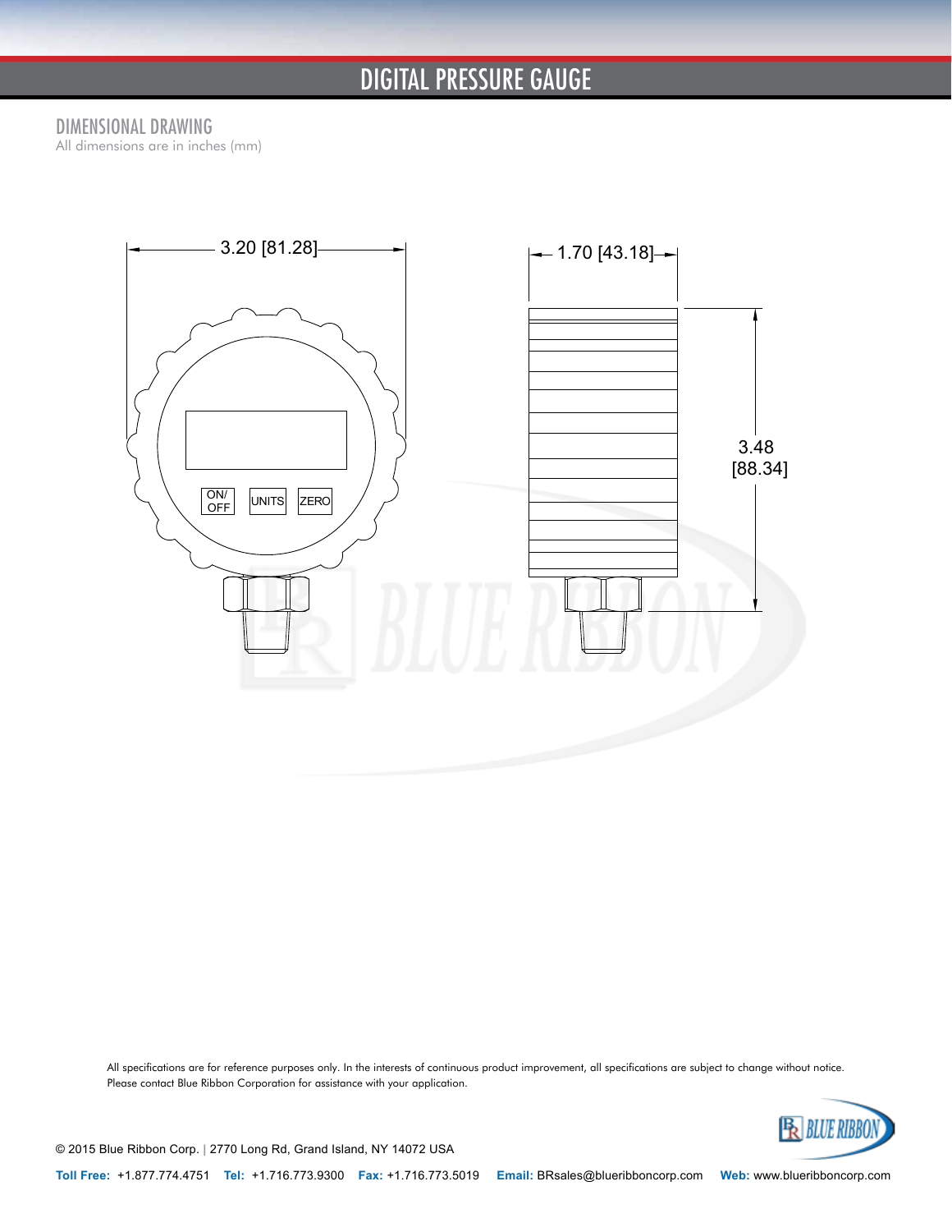# DIGITAL PRESSURE GAUGE

## DIMENSIONAL DRAWING

All dimensions are in inches (mm)

3.20 [81.28]

ON/ OFF

UNITS

ZERO

1.70 [43.18]

3.48 [88.34]

All specifications are for reference purposes only. In the interests of continuous product improvement, all specifications are subject to change without notice. Please contact Blue Ribbon Corporation for assistance with your application.

© 2015 Blue Ribbon Corp. | 2770 Long Rd, Grand Island, NY 14072 USA

**Toll Free:** +1.877.774.4751 **Tel:** +1.716.773.9300 **Fax:** +1.716.773.5019 **Email:** BRsales@blueribboncorp.com **Web:** www.blueribboncorp.com